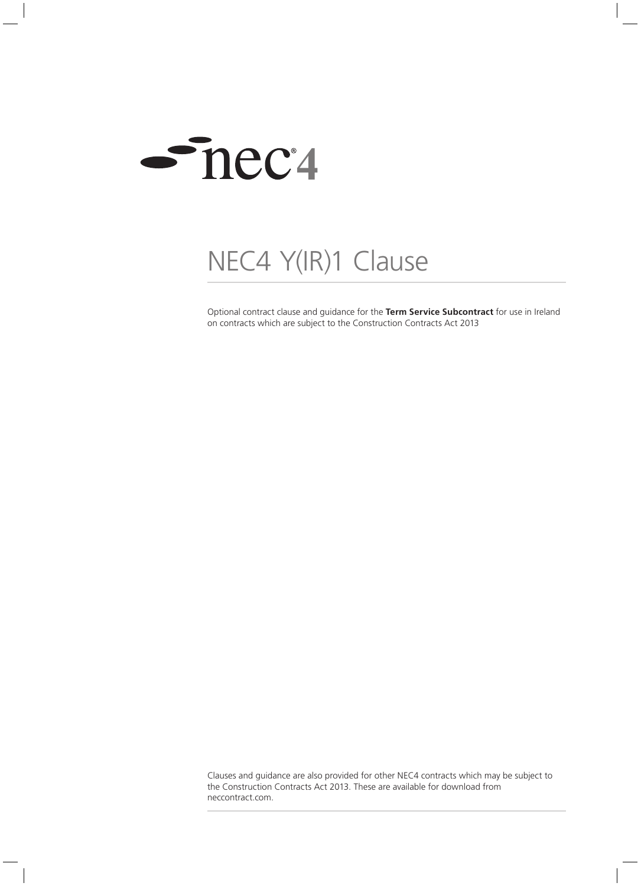nec4

# NEC4 Y(IR)1 Clause

Optional contract clause and guidance for the **Term Service Subcontract** for use in Ireland on contracts which are subject to the Construction Contracts Act 2013

Clauses and guidance are also provided for other NEC4 contracts which may be subject to the Construction Contracts Act 2013. These are available for download from neccontract.com.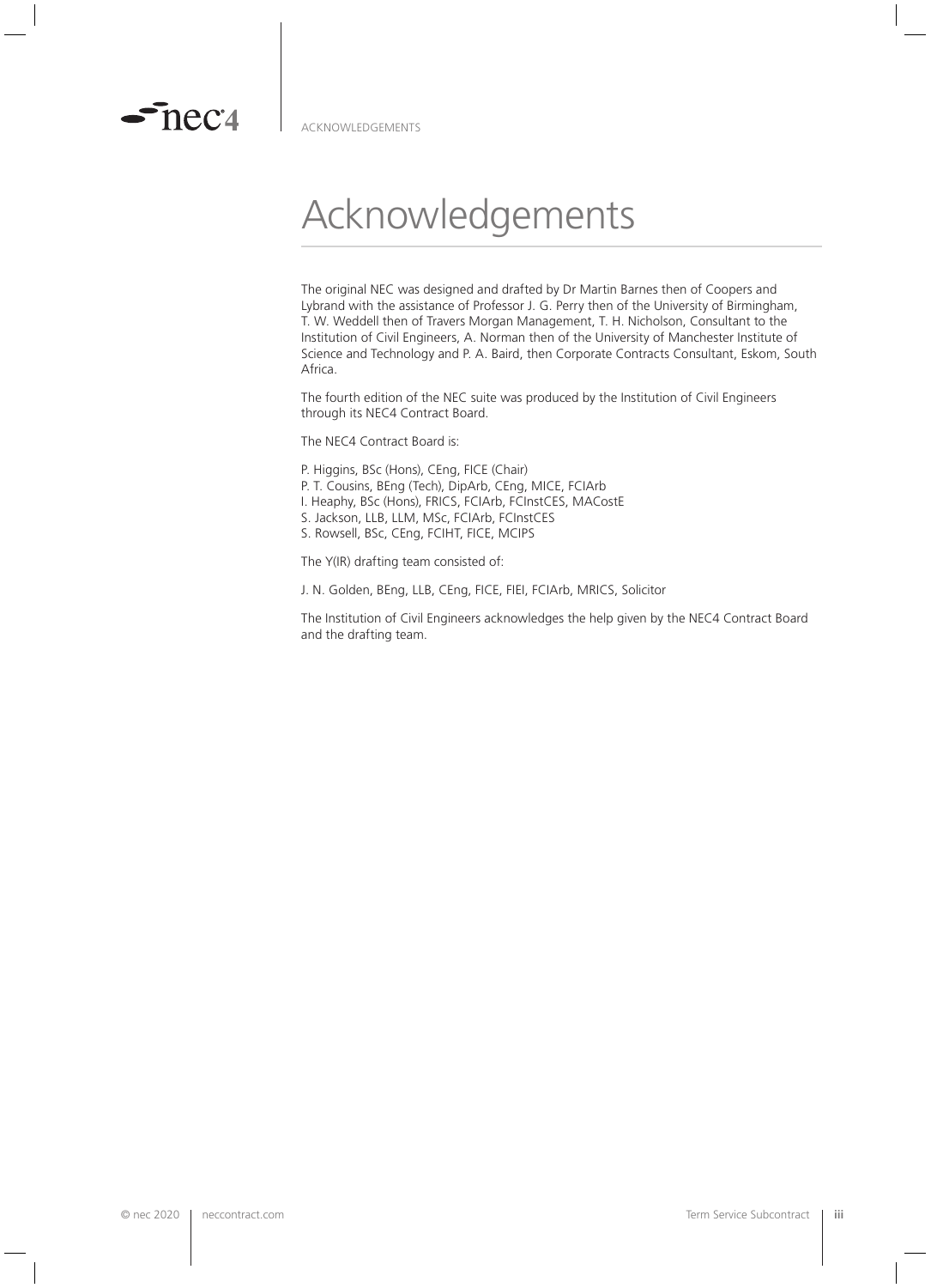# Acknowledgements

The original NEC was designed and drafted by Dr Martin Barnes then of Coopers and Lybrand with the assistance of Professor J. G. Perry then of the University of Birmingham, T. W. Weddell then of Travers Morgan Management, T. H. Nicholson, Consultant to the Institution of Civil Engineers, A. Norman then of the University of Manchester Institute of Science and Technology and P. A. Baird, then Corporate Contracts Consultant, Eskom, South Africa.

The fourth edition of the NEC suite was produced by the Institution of Civil Engineers through its NEC4 Contract Board.

The NEC4 Contract Board is:

P. Higgins, BSc (Hons), CEng, FICE (Chair)
P. T. Cousins, BEng (Tech), DipArb, CEng, MICE, FCIArb
I. Heaphy, BSc (Hons), FRICS, FCIArb, FCInstCES, MACostE
S. Jackson, LLB, LLM, MSc, FCIArb, FCInstCES
S. Rowsell, BSc, CEng, FCIHT, FICE, MCIPS

The Y(IR) drafting team consisted of:

J. N. Golden, BEng, LLB, CEng, FICE, FIEI, FCIArb, MRICS, Solicitor

The Institution of Civil Engineers acknowledges the help given by the NEC4 Contract Board and the drafting team.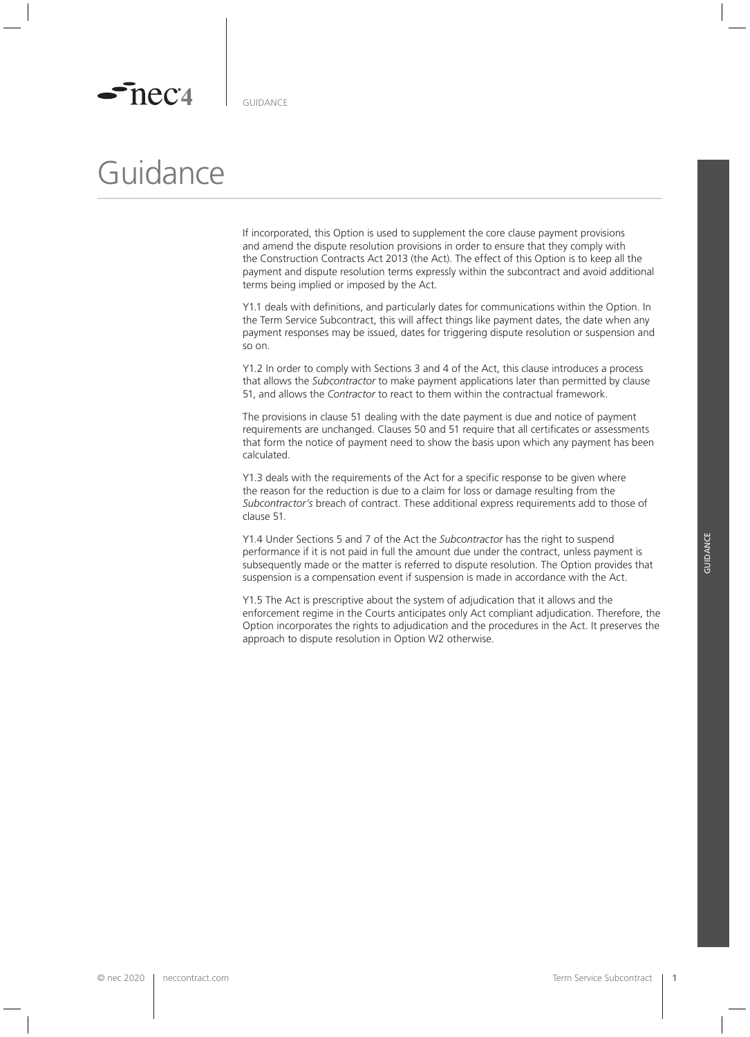# Guidance

If incorporated, this Option is used to supplement the core clause payment provisions and amend the dispute resolution provisions in order to ensure that they comply with the Construction Contracts Act 2013 (the Act). The effect of this Option is to keep all the payment and dispute resolution terms expressly within the subcontract and avoid additional terms being implied or imposed by the Act.

Y1.1 deals with definitions, and particularly dates for communications within the Option. In the Term Service Subcontract, this will affect things like payment dates, the date when any payment responses may be issued, dates for triggering dispute resolution or suspension and so on.

Y1.2 In order to comply with Sections 3 and 4 of the Act, this clause introduces a process that allows the *Subcontractor* to make payment applications later than permitted by clause 51, and allows the *Contractor* to react to them within the contractual framework.

The provisions in clause 51 dealing with the date payment is due and notice of payment requirements are unchanged. Clauses 50 and 51 require that all certificates or assessments that form the notice of payment need to show the basis upon which any payment has been calculated.

Y1.3 deals with the requirements of the Act for a specific response to be given where the reason for the reduction is due to a claim for loss or damage resulting from the *Subcontractor's* breach of contract. These additional express requirements add to those of clause 51.

Y1.4 Under Sections 5 and 7 of the Act the *Subcontractor* has the right to suspend performance if it is not paid in full the amount due under the contract, unless payment is subsequently made or the matter is referred to dispute resolution. The Option provides that suspension is a compensation event if suspension is made in accordance with the Act.

Y1.5 The Act is prescriptive about the system of adjudication that it allows and the enforcement regime in the Courts anticipates only Act compliant adjudication. Therefore, the Option incorporates the rights to adjudication and the procedures in the Act. It preserves the approach to dispute resolution in Option W2 otherwise.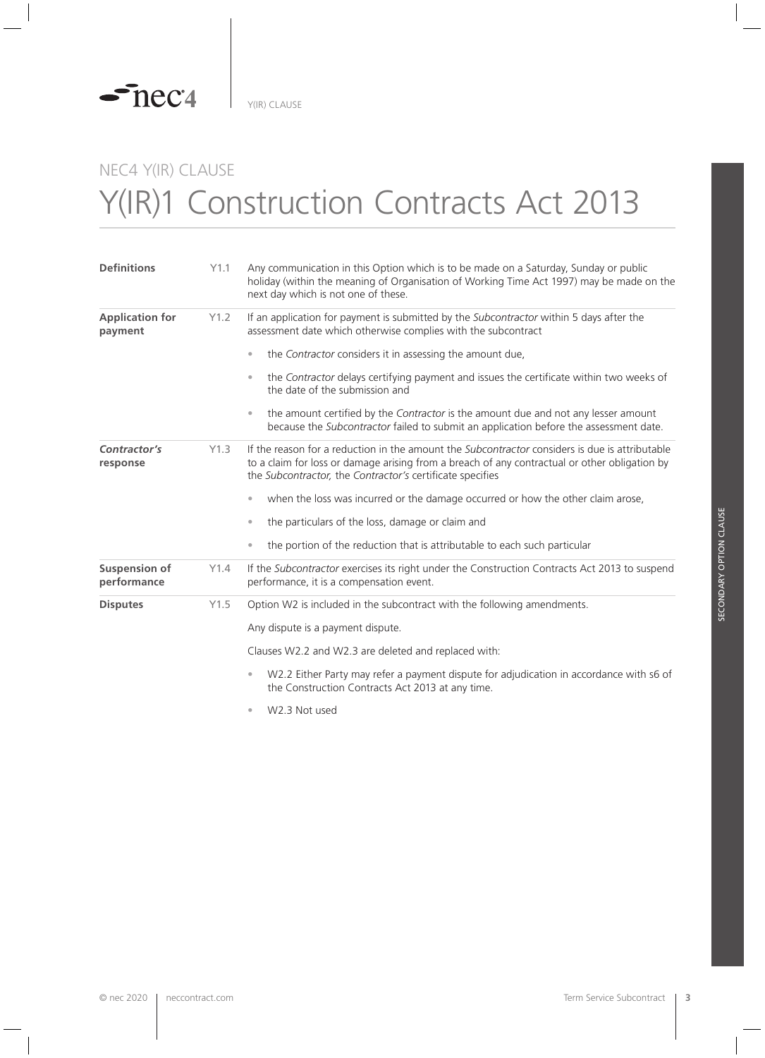NEC4 Y(IR) CLAUSE

# Y(IR)1 Construction Contracts Act 2013

**Definitions** Y1.1 Any communication in this Option which is to be made on a Saturday, Sunday or public holiday (within the meaning of Organisation of Working Time Act 1997) may be made on the next day which is not one of these.

**Application for payment** Y1.2 If an application for payment is submitted by the *Subcontractor* within 5 days after the assessment date which otherwise complies with the subcontract

- the *Contractor* considers it in assessing the amount due,
- the *Contractor* delays certifying payment and issues the certificate within two weeks of the date of the submission and
- the amount certified by the *Contractor* is the amount due and not any lesser amount because the *Subcontractor* failed to submit an application before the assessment date.

***Contractor's* response** Y1.3 If the reason for a reduction in the amount the *Subcontractor* considers is due is attributable to a claim for loss or damage arising from a breach of any contractual or other obligation by the *Subcontractor,* the *Contractor's* certificate specifies

- when the loss was incurred or the damage occurred or how the other claim arose,
- the particulars of the loss, damage or claim and
- the portion of the reduction that is attributable to each such particular

**Suspension of performance** Y1.4 If the *Subcontractor* exercises its right under the Construction Contracts Act 2013 to suspend performance, it is a compensation event.

**Disputes** Y1.5 Option W2 is included in the subcontract with the following amendments.

Any dispute is a payment dispute.

Clauses W2.2 and W2.3 are deleted and replaced with:

- W2.2 Either Party may refer a payment dispute for adjudication in accordance with s6 of the Construction Contracts Act 2013 at any time.
- W2.3 Not used